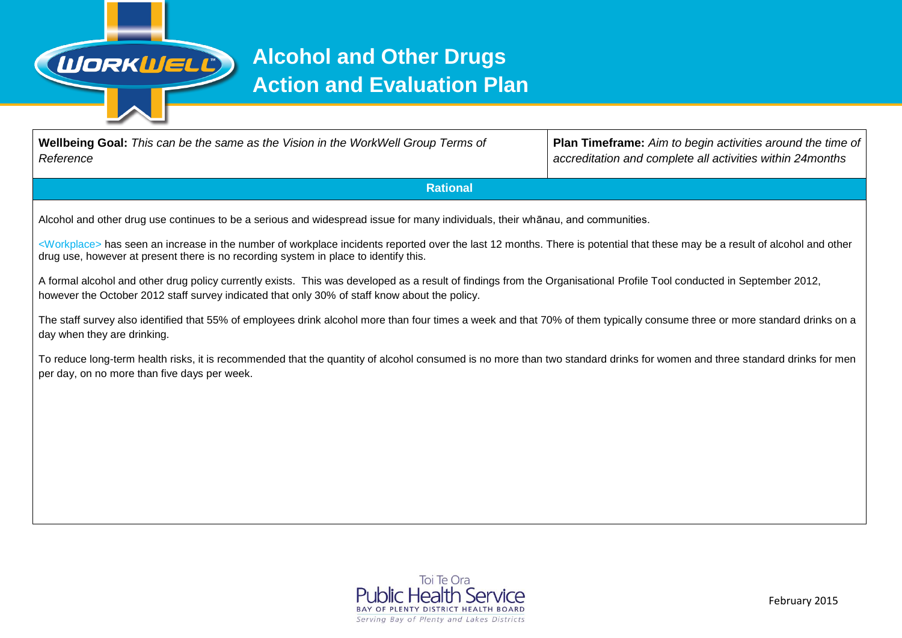# Alcohol and Other Drugs Action and Evaluation Plan

| **Wellbeing Goal:** *This can be the same as the Vision in the WorkWell Group Terms of Reference* | **Plan Timeframe:** *Aim to begin activities around the time of accreditation and complete all activities within 24months* |
|---|---|

## Rational

Alcohol and other drug use continues to be a serious and widespread issue for many individuals, their whānau, and communities.

<Workplace> has seen an increase in the number of workplace incidents reported over the last 12 months. There is potential that these may be a result of alcohol and other drug use, however at present there is no recording system in place to identify this.

A formal alcohol and other drug policy currently exists. This was developed as a result of findings from the Organisational Profile Tool conducted in September 2012, however the October 2012 staff survey indicated that only 30% of staff know about the policy.

The staff survey also identified that 55% of employees drink alcohol more than four times a week and that 70% of them typically consume three or more standard drinks on a day when they are drinking.

To reduce long-term health risks, it is recommended that the quantity of alcohol consumed is no more than two standard drinks for women and three standard drinks for men per day, on no more than five days per week.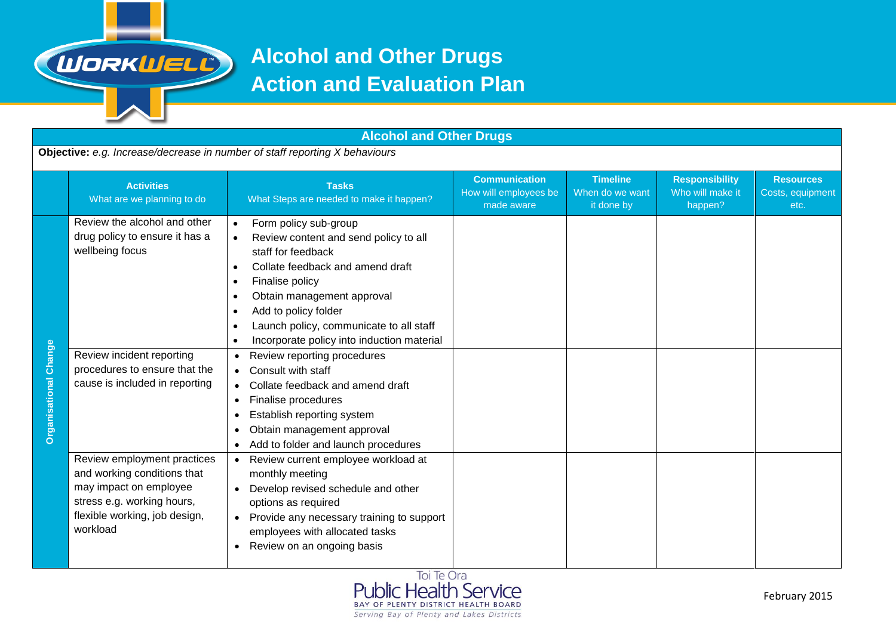# Alcohol and Other Drugs Action and Evaluation Plan

| Alcohol and Other Drugs | | | | | | |
|---|---|---|---|---|---|---|
| **Objective:** *e.g. Increase/decrease in number of staff reporting X behaviours* | | | | | | |
| | **Activities** What are we planning to do | **Tasks** What Steps are needed to make it happen? | **Communication** How will employees be made aware | **Timeline** When do we want it done by | **Responsibility** Who will make it happen? | **Resources** Costs, equipment etc. |
| **Organisational Change** | Review the alcohol and other drug policy to ensure it has a wellbeing focus | • Form policy sub-group<br>• Review content and send policy to all staff for feedback<br>• Collate feedback and amend draft<br>• Finalise policy<br>• Obtain management approval<br>• Add to policy folder<br>• Launch policy, communicate to all staff<br>• Incorporate policy into induction material | | | | |
| | Review incident reporting procedures to ensure that the cause is included in reporting | • Review reporting procedures<br>• Consult with staff<br>• Collate feedback and amend draft<br>• Finalise procedures<br>• Establish reporting system<br>• Obtain management approval<br>• Add to folder and launch procedures | | | | |
| | Review employment practices and working conditions that may impact on employee stress e.g. working hours, flexible working, job design, workload | • Review current employee workload at monthly meeting<br>• Develop revised schedule and other options as required<br>• Provide any necessary training to support employees with allocated tasks<br>• Review on an ongoing basis | | | | |

Toi Te Ora Public Health Service
BAY OF PLENTY DISTRICT HEALTH BOARD
Serving Bay of Plenty and Lakes Districts

February 2015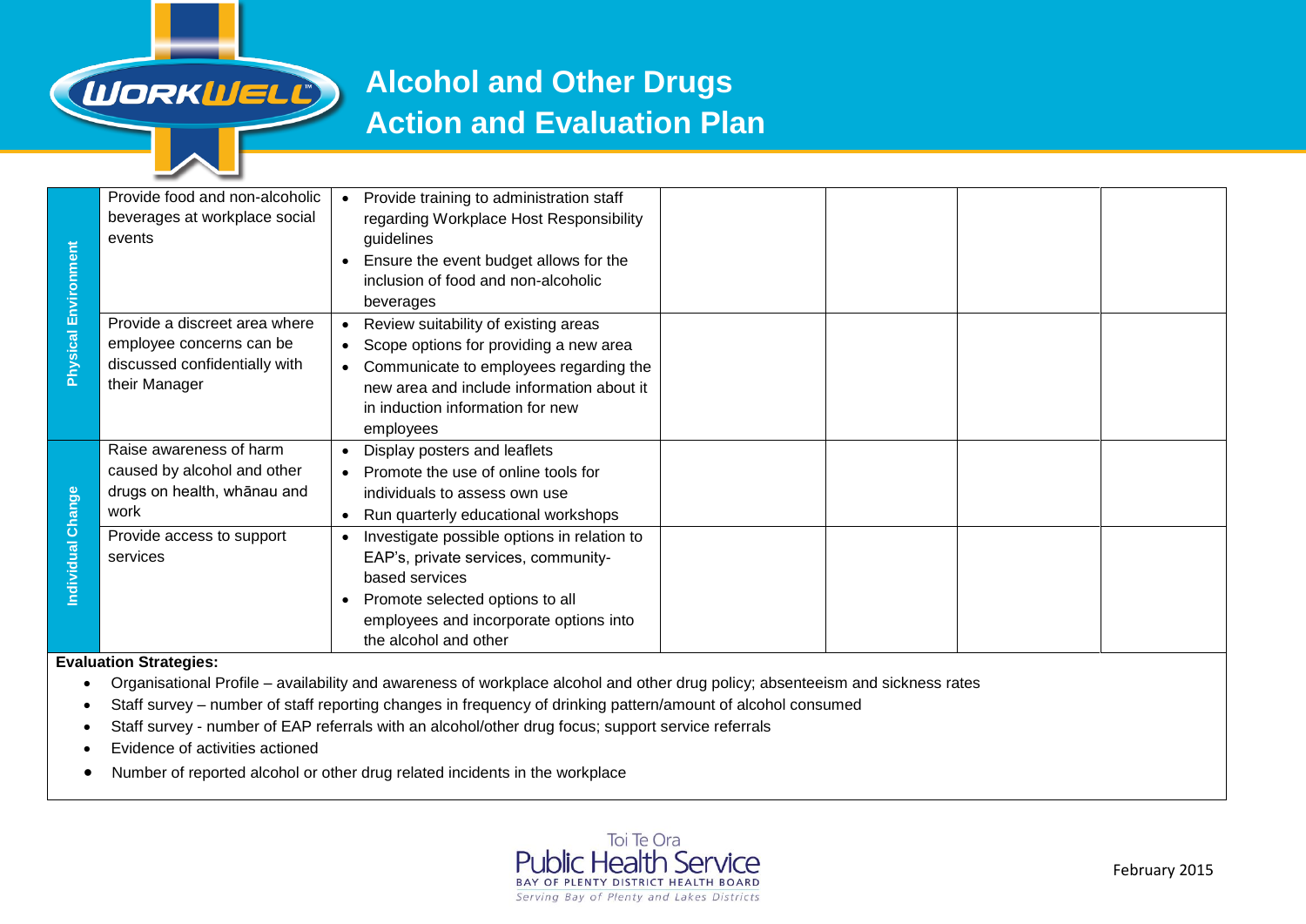# Alcohol and Other Drugs Action and Evaluation Plan

| | | | | | | |
|---|---|---|---|---|---|---|
| **Physical Environment** | Provide food and non-alcoholic beverages at workplace social events | • Provide training to administration staff regarding Workplace Host Responsibility guidelines<br>• Ensure the event budget allows for the inclusion of food and non-alcoholic beverages | | | | |
| | Provide a discreet area where employee concerns can be discussed confidentially with their Manager | • Review suitability of existing areas<br>• Scope options for providing a new area<br>• Communicate to employees regarding the new area and include information about it in induction information for new employees | | | | |
| **Individual Change** | Raise awareness of harm caused by alcohol and other drugs on health, whānau and work | • Display posters and leaflets<br>• Promote the use of online tools for individuals to assess own use<br>• Run quarterly educational workshops | | | | |
| | Provide access to support services | • Investigate possible options in relation to EAP's, private services, community-based services<br>• Promote selected options to all employees and incorporate options into the alcohol and other | | | | |

**Evaluation Strategies:**

- Organisational Profile – availability and awareness of workplace alcohol and other drug policy; absenteeism and sickness rates
- Staff survey – number of staff reporting changes in frequency of drinking pattern/amount of alcohol consumed
- Staff survey - number of EAP referrals with an alcohol/other drug focus; support service referrals
- Evidence of activities actioned
- Number of reported alcohol or other drug related incidents in the workplace

Toi Te Ora Public Health Service
BAY OF PLENTY DISTRICT HEALTH BOARD
Serving Bay of Plenty and Lakes Districts

February 2015